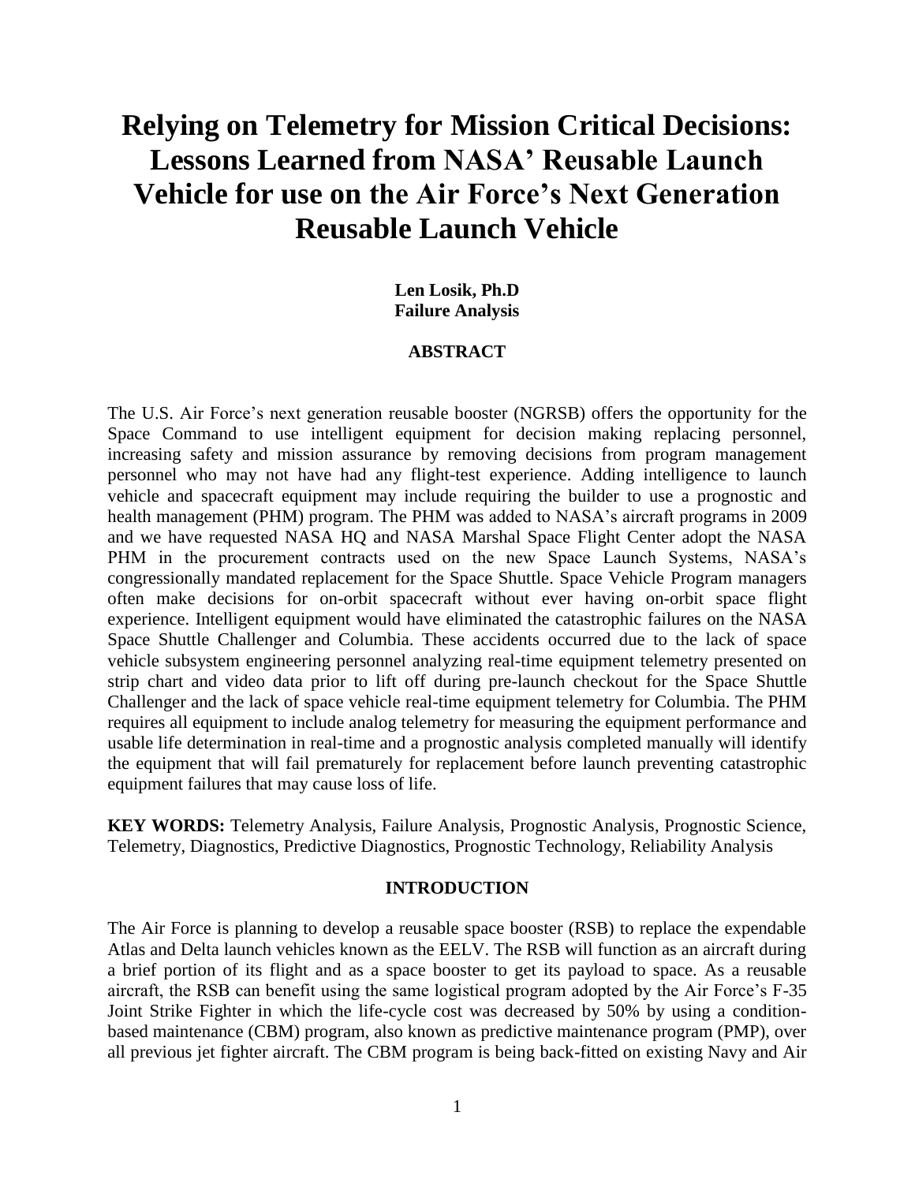# Relying on Telemetry for Mission Critical Decisions: Lessons Learned from NASA' Reusable Launch Vehicle for use on the Air Force's Next Generation Reusable Launch Vehicle

**Len Losik, Ph.D**
**Failure Analysis**

## ABSTRACT

The U.S. Air Force's next generation reusable booster (NGRSB) offers the opportunity for the Space Command to use intelligent equipment for decision making replacing personnel, increasing safety and mission assurance by removing decisions from program management personnel who may not have had any flight-test experience. Adding intelligence to launch vehicle and spacecraft equipment may include requiring the builder to use a prognostic and health management (PHM) program. The PHM was added to NASA's aircraft programs in 2009 and we have requested NASA HQ and NASA Marshal Space Flight Center adopt the NASA PHM in the procurement contracts used on the new Space Launch Systems, NASA's congressionally mandated replacement for the Space Shuttle. Space Vehicle Program managers often make decisions for on-orbit spacecraft without ever having on-orbit space flight experience. Intelligent equipment would have eliminated the catastrophic failures on the NASA Space Shuttle Challenger and Columbia. These accidents occurred due to the lack of space vehicle subsystem engineering personnel analyzing real-time equipment telemetry presented on strip chart and video data prior to lift off during pre-launch checkout for the Space Shuttle Challenger and the lack of space vehicle real-time equipment telemetry for Columbia. The PHM requires all equipment to include analog telemetry for measuring the equipment performance and usable life determination in real-time and a prognostic analysis completed manually will identify the equipment that will fail prematurely for replacement before launch preventing catastrophic equipment failures that may cause loss of life.

**KEY WORDS:** Telemetry Analysis, Failure Analysis, Prognostic Analysis, Prognostic Science, Telemetry, Diagnostics, Predictive Diagnostics, Prognostic Technology, Reliability Analysis

## INTRODUCTION

The Air Force is planning to develop a reusable space booster (RSB) to replace the expendable Atlas and Delta launch vehicles known as the EELV. The RSB will function as an aircraft during a brief portion of its flight and as a space booster to get its payload to space. As a reusable aircraft, the RSB can benefit using the same logistical program adopted by the Air Force's F-35 Joint Strike Fighter in which the life-cycle cost was decreased by 50% by using a condition-based maintenance (CBM) program, also known as predictive maintenance program (PMP), over all previous jet fighter aircraft. The CBM program is being back-fitted on existing Navy and Air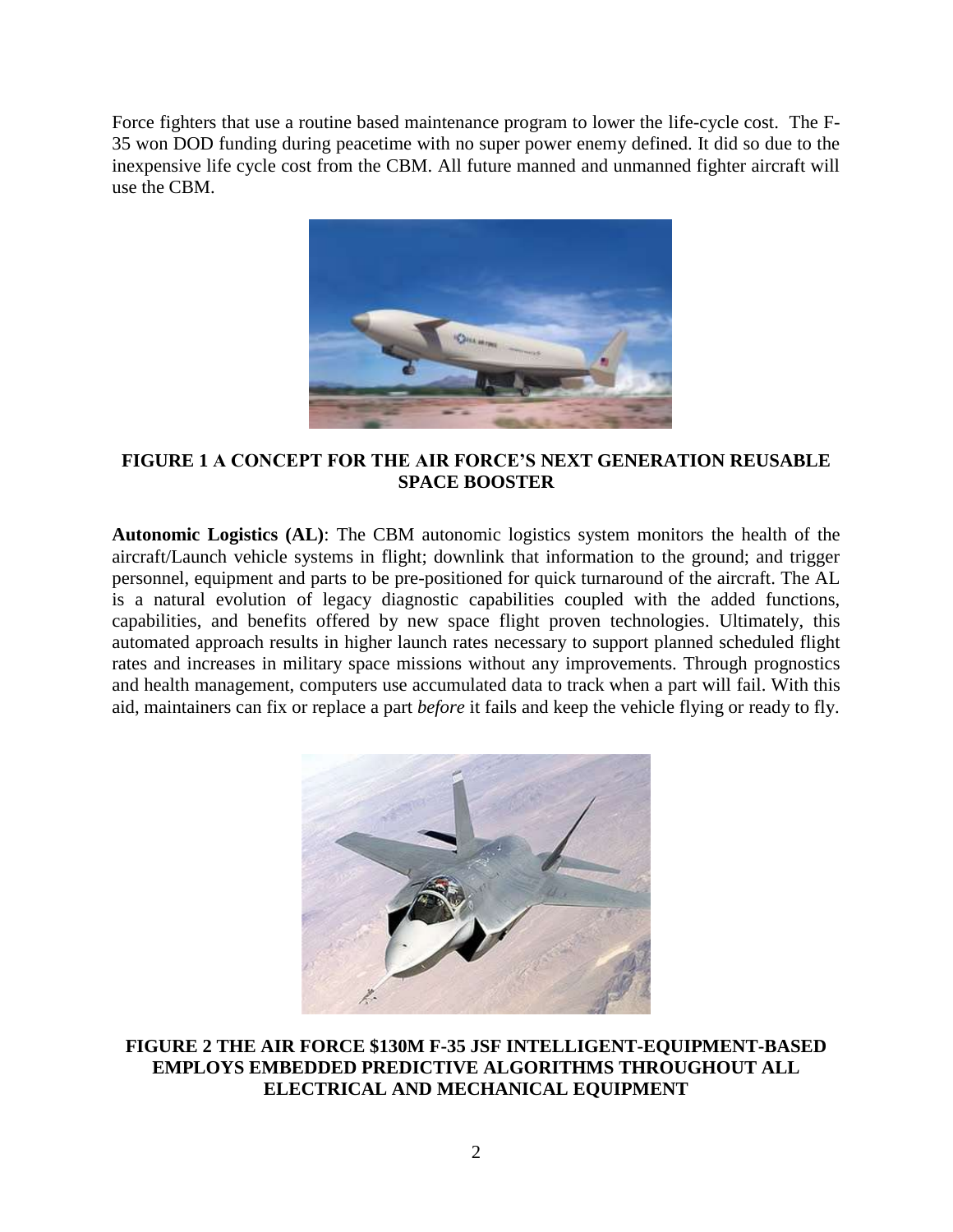Force fighters that use a routine based maintenance program to lower the life-cycle cost. The F-35 won DOD funding during peacetime with no super power enemy defined. It did so due to the inexpensive life cycle cost from the CBM. All future manned and unmanned fighter aircraft will use the CBM.

**FIGURE 1 A CONCEPT FOR THE AIR FORCE'S NEXT GENERATION REUSABLE SPACE BOOSTER**

**Autonomic Logistics (AL)**: The CBM autonomic logistics system monitors the health of the aircraft/Launch vehicle systems in flight; downlink that information to the ground; and trigger personnel, equipment and parts to be pre-positioned for quick turnaround of the aircraft. The AL is a natural evolution of legacy diagnostic capabilities coupled with the added functions, capabilities, and benefits offered by new space flight proven technologies. Ultimately, this automated approach results in higher launch rates necessary to support planned scheduled flight rates and increases in military space missions without any improvements. Through prognostics and health management, computers use accumulated data to track when a part will fail. With this aid, maintainers can fix or replace a part *before* it fails and keep the vehicle flying or ready to fly.

**FIGURE 2 THE AIR FORCE $130M F-35 JSF INTELLIGENT-EQUIPMENT-BASED EMPLOYS EMBEDDED PREDICTIVE ALGORITHMS THROUGHOUT ALL ELECTRICAL AND MECHANICAL EQUIPMENT**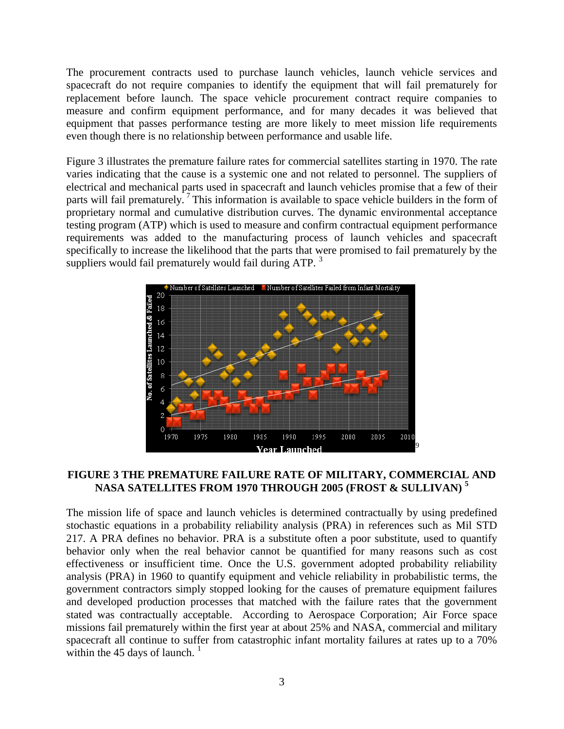The procurement contracts used to purchase launch vehicles, launch vehicle services and spacecraft do not require companies to identify the equipment that will fail prematurely for replacement before launch. The space vehicle procurement contract require companies to measure and confirm equipment performance, and for many decades it was believed that equipment that passes performance testing are more likely to meet mission life requirements even though there is no relationship between performance and usable life.

Figure 3 illustrates the premature failure rates for commercial satellites starting in 1970. The rate varies indicating that the cause is a systemic one and not related to personnel. The suppliers of electrical and mechanical parts used in spacecraft and launch vehicles promise that a few of their parts will fail prematurely.[7] This information is available to space vehicle builders in the form of proprietary normal and cumulative distribution curves. The dynamic environmental acceptance testing program (ATP) which is used to measure and confirm contractual equipment performance requirements was added to the manufacturing process of launch vehicles and spacecraft specifically to increase the likelihood that the parts that were promised to fail prematurely by the suppliers would fail prematurely would fail during ATP.[3]

**FIGURE 3 THE PREMATURE FAILURE RATE OF MILITARY, COMMERCIAL AND NASA SATELLITES FROM 1970 THROUGH 2005 (FROST & SULLIVAN)[5]**

The mission life of space and launch vehicles is determined contractually by using predefined stochastic equations in a probability reliability analysis (PRA) in references such as Mil STD 217. A PRA defines no behavior. PRA is a substitute often a poor substitute, used to quantify behavior only when the real behavior cannot be quantified for many reasons such as cost effectiveness or insufficient time. Once the U.S. government adopted probability reliability analysis (PRA) in 1960 to quantify equipment and vehicle reliability in probabilistic terms, the government contractors simply stopped looking for the causes of premature equipment failures and developed production processes that matched with the failure rates that the government stated was contractually acceptable. According to Aerospace Corporation; Air Force space missions fail prematurely within the first year at about 25% and NASA, commercial and military spacecraft all continue to suffer from catastrophic infant mortality failures at rates up to a 70% within the 45 days of launch.[1]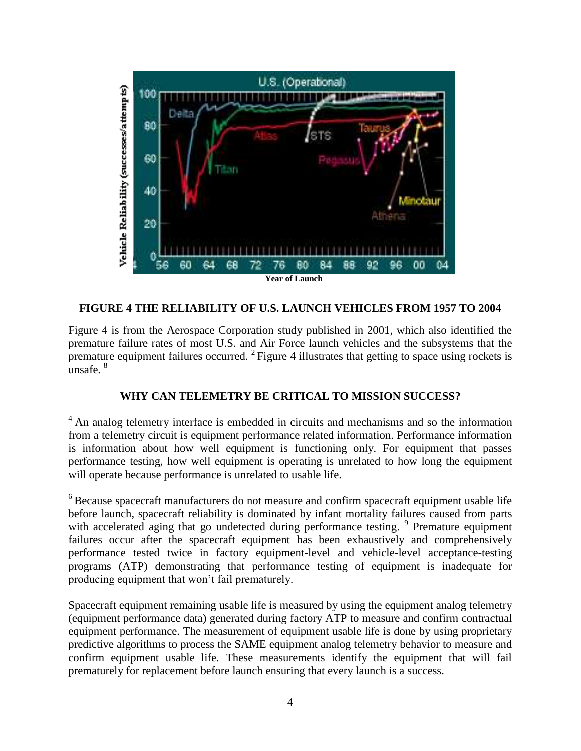**FIGURE 4 THE RELIABILITY OF U.S. LAUNCH VEHICLES FROM 1957 TO 2004**

Figure 4 is from the Aerospace Corporation study published in 2001, which also identified the premature failure rates of most U.S. and Air Force launch vehicles and the subsystems that the premature equipment failures occurred. [2] Figure 4 illustrates that getting to space using rockets is unsafe. [8]

## WHY CAN TELEMETRY BE CRITICAL TO MISSION SUCCESS?

[4] An analog telemetry interface is embedded in circuits and mechanisms and so the information from a telemetry circuit is equipment performance related information. Performance information is information about how well equipment is functioning only. For equipment that passes performance testing, how well equipment is operating is unrelated to how long the equipment will operate because performance is unrelated to usable life.

[6] Because spacecraft manufacturers do not measure and confirm spacecraft equipment usable life before launch, spacecraft reliability is dominated by infant mortality failures caused from parts with accelerated aging that go undetected during performance testing. [9] Premature equipment failures occur after the spacecraft equipment has been exhaustively and comprehensively performance tested twice in factory equipment-level and vehicle-level acceptance-testing programs (ATP) demonstrating that performance testing of equipment is inadequate for producing equipment that won't fail prematurely.

Spacecraft equipment remaining usable life is measured by using the equipment analog telemetry (equipment performance data) generated during factory ATP to measure and confirm contractual equipment performance. The measurement of equipment usable life is done by using proprietary predictive algorithms to process the SAME equipment analog telemetry behavior to measure and confirm equipment usable life. These measurements identify the equipment that will fail prematurely for replacement before launch ensuring that every launch is a success.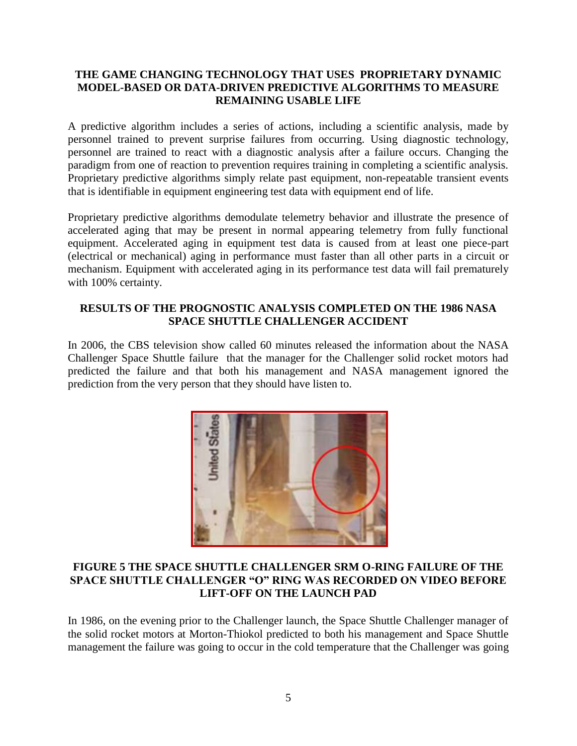**THE GAME CHANGING TECHNOLOGY THAT USES PROPRIETARY DYNAMIC MODEL-BASED OR DATA-DRIVEN PREDICTIVE ALGORITHMS TO MEASURE REMAINING USABLE LIFE**

A predictive algorithm includes a series of actions, including a scientific analysis, made by personnel trained to prevent surprise failures from occurring. Using diagnostic technology, personnel are trained to react with a diagnostic analysis after a failure occurs. Changing the paradigm from one of reaction to prevention requires training in completing a scientific analysis. Proprietary predictive algorithms simply relate past equipment, non-repeatable transient events that is identifiable in equipment engineering test data with equipment end of life.

Proprietary predictive algorithms demodulate telemetry behavior and illustrate the presence of accelerated aging that may be present in normal appearing telemetry from fully functional equipment. Accelerated aging in equipment test data is caused from at least one piece-part (electrical or mechanical) aging in performance must faster than all other parts in a circuit or mechanism. Equipment with accelerated aging in its performance test data will fail prematurely with 100% certainty.

**RESULTS OF THE PROGNOSTIC ANALYSIS COMPLETED ON THE 1986 NASA SPACE SHUTTLE CHALLENGER ACCIDENT**

In 2006, the CBS television show called 60 minutes released the information about the NASA Challenger Space Shuttle failure that the manager for the Challenger solid rocket motors had predicted the failure and that both his management and NASA management ignored the prediction from the very person that they should have listen to.

**FIGURE 5 THE SPACE SHUTTLE CHALLENGER SRM O-RING FAILURE OF THE SPACE SHUTTLE CHALLENGER "O" RING WAS RECORDED ON VIDEO BEFORE LIFT-OFF ON THE LAUNCH PAD**

In 1986, on the evening prior to the Challenger launch, the Space Shuttle Challenger manager of the solid rocket motors at Morton-Thiokol predicted to both his management and Space Shuttle management the failure was going to occur in the cold temperature that the Challenger was going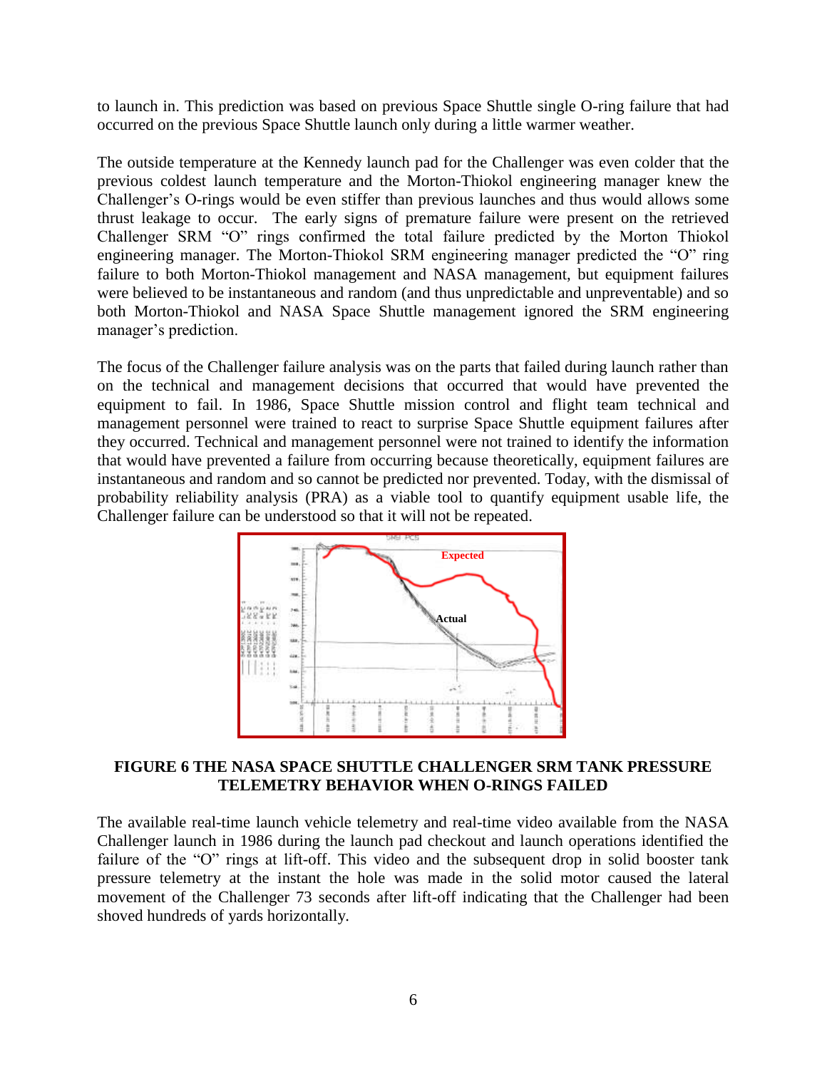to launch in. This prediction was based on previous Space Shuttle single O-ring failure that had occurred on the previous Space Shuttle launch only during a little warmer weather.

The outside temperature at the Kennedy launch pad for the Challenger was even colder that the previous coldest launch temperature and the Morton-Thiokol engineering manager knew the Challenger's O-rings would be even stiffer than previous launches and thus would allows some thrust leakage to occur. The early signs of premature failure were present on the retrieved Challenger SRM "O" rings confirmed the total failure predicted by the Morton Thiokol engineering manager. The Morton-Thiokol SRM engineering manager predicted the "O" ring failure to both Morton-Thiokol management and NASA management, but equipment failures were believed to be instantaneous and random (and thus unpredictable and unpreventable) and so both Morton-Thiokol and NASA Space Shuttle management ignored the SRM engineering manager's prediction.

The focus of the Challenger failure analysis was on the parts that failed during launch rather than on the technical and management decisions that occurred that would have prevented the equipment to fail. In 1986, Space Shuttle mission control and flight team technical and management personnel were trained to react to surprise Space Shuttle equipment failures after they occurred. Technical and management personnel were not trained to identify the information that would have prevented a failure from occurring because theoretically, equipment failures are instantaneous and random and so cannot be predicted nor prevented. Today, with the dismissal of probability reliability analysis (PRA) as a viable tool to quantify equipment usable life, the Challenger failure can be understood so that it will not be repeated.

**FIGURE 6 THE NASA SPACE SHUTTLE CHALLENGER SRM TANK PRESSURE TELEMETRY BEHAVIOR WHEN O-RINGS FAILED**

The available real-time launch vehicle telemetry and real-time video available from the NASA Challenger launch in 1986 during the launch pad checkout and launch operations identified the failure of the "O" rings at lift-off. This video and the subsequent drop in solid booster tank pressure telemetry at the instant the hole was made in the solid motor caused the lateral movement of the Challenger 73 seconds after lift-off indicating that the Challenger had been shoved hundreds of yards horizontally.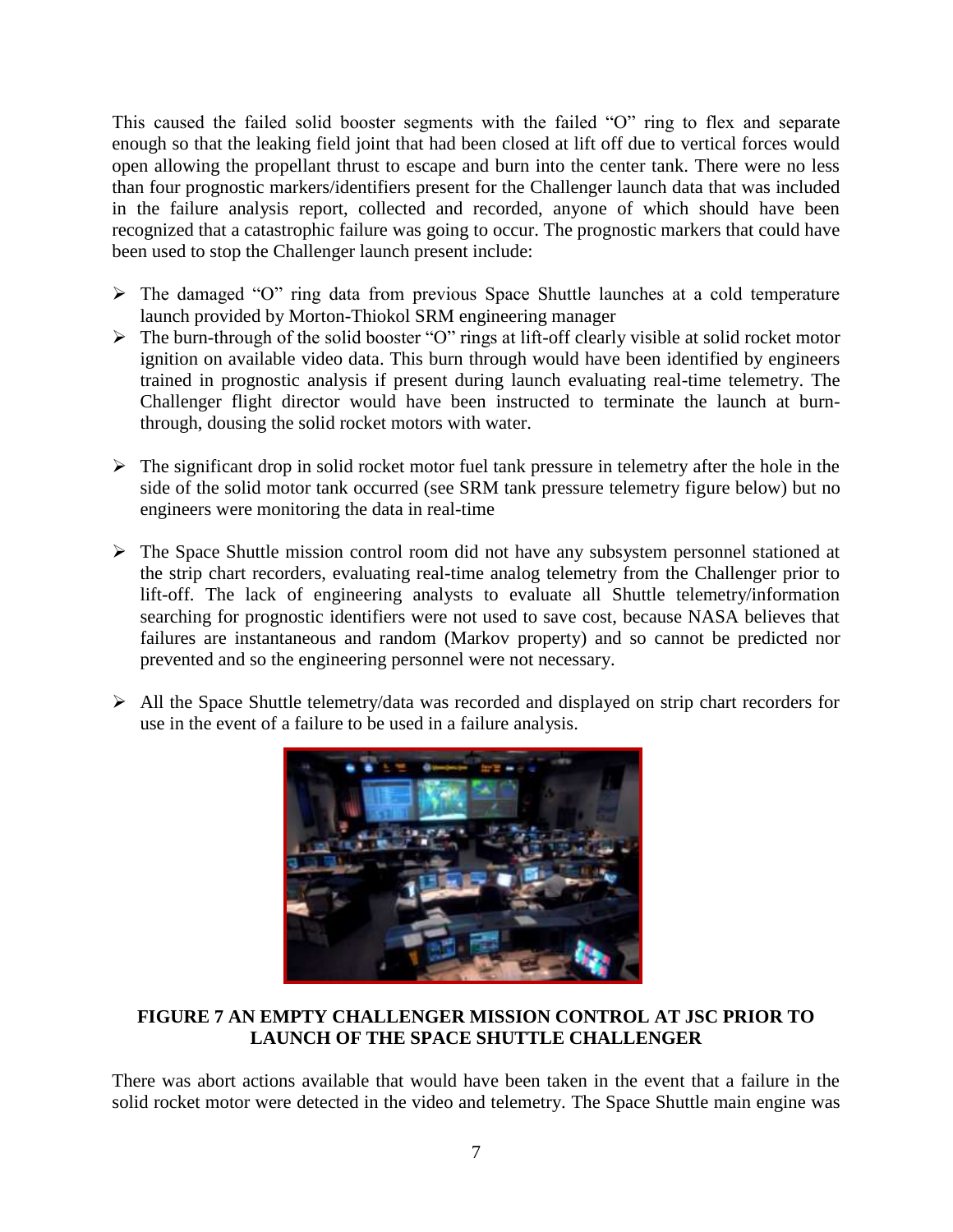This caused the failed solid booster segments with the failed "O" ring to flex and separate enough so that the leaking field joint that had been closed at lift off due to vertical forces would open allowing the propellant thrust to escape and burn into the center tank. There were no less than four prognostic markers/identifiers present for the Challenger launch data that was included in the failure analysis report, collected and recorded, anyone of which should have been recognized that a catastrophic failure was going to occur. The prognostic markers that could have been used to stop the Challenger launch present include:

- The damaged "O" ring data from previous Space Shuttle launches at a cold temperature launch provided by Morton-Thiokol SRM engineering manager
- The burn-through of the solid booster "O" rings at lift-off clearly visible at solid rocket motor ignition on available video data. This burn through would have been identified by engineers trained in prognostic analysis if present during launch evaluating real-time telemetry. The Challenger flight director would have been instructed to terminate the launch at burn-through, dousing the solid rocket motors with water.
- The significant drop in solid rocket motor fuel tank pressure in telemetry after the hole in the side of the solid motor tank occurred (see SRM tank pressure telemetry figure below) but no engineers were monitoring the data in real-time
- The Space Shuttle mission control room did not have any subsystem personnel stationed at the strip chart recorders, evaluating real-time analog telemetry from the Challenger prior to lift-off. The lack of engineering analysts to evaluate all Shuttle telemetry/information searching for prognostic identifiers were not used to save cost, because NASA believes that failures are instantaneous and random (Markov property) and so cannot be predicted nor prevented and so the engineering personnel were not necessary.
- All the Space Shuttle telemetry/data was recorded and displayed on strip chart recorders for use in the event of a failure to be used in a failure analysis.

**FIGURE 7 AN EMPTY CHALLENGER MISSION CONTROL AT JSC PRIOR TO LAUNCH OF THE SPACE SHUTTLE CHALLENGER**

There was abort actions available that would have been taken in the event that a failure in the solid rocket motor were detected in the video and telemetry. The Space Shuttle main engine was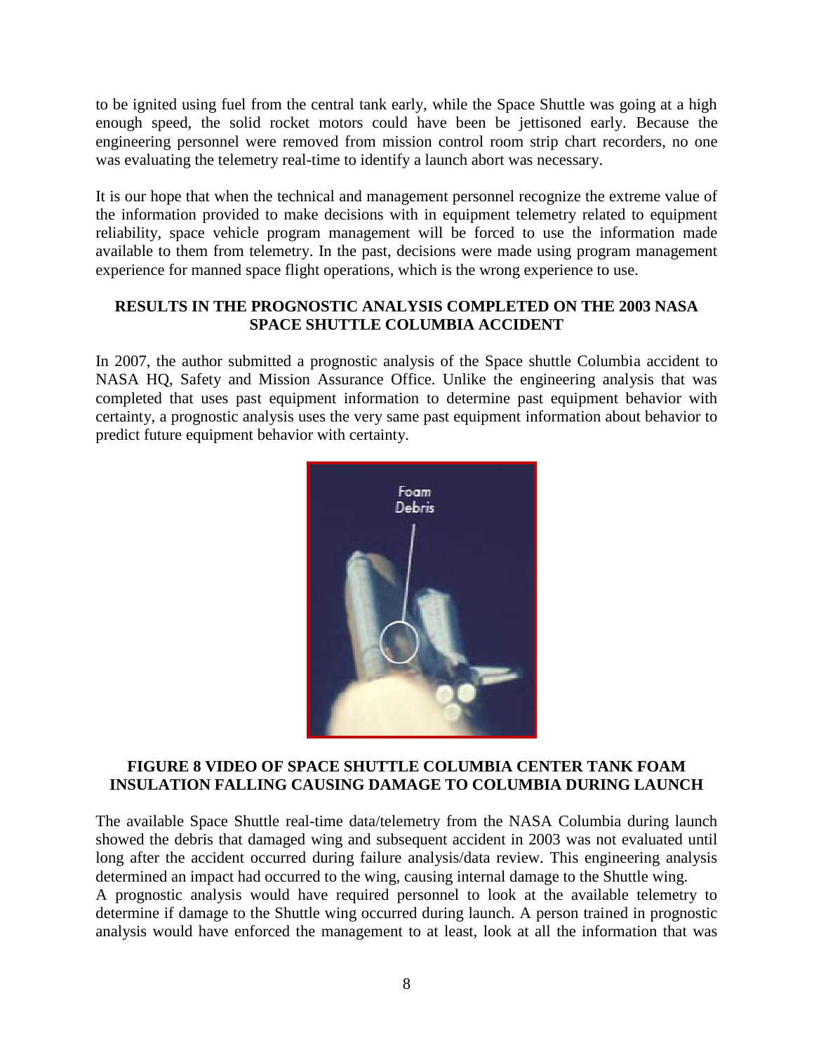to be ignited using fuel from the central tank early, while the Space Shuttle was going at a high enough speed, the solid rocket motors could have been be jettisoned early. Because the engineering personnel were removed from mission control room strip chart recorders, no one was evaluating the telemetry real-time to identify a launch abort was necessary.

It is our hope that when the technical and management personnel recognize the extreme value of the information provided to make decisions with in equipment telemetry related to equipment reliability, space vehicle program management will be forced to use the information made available to them from telemetry. In the past, decisions were made using program management experience for manned space flight operations, which is the wrong experience to use.

## RESULTS IN THE PROGNOSTIC ANALYSIS COMPLETED ON THE 2003 NASA SPACE SHUTTLE COLUMBIA ACCIDENT

In 2007, the author submitted a prognostic analysis of the Space shuttle Columbia accident to NASA HQ, Safety and Mission Assurance Office. Unlike the engineering analysis that was completed that uses past equipment information to determine past equipment behavior with certainty, a prognostic analysis uses the very same past equipment information about behavior to predict future equipment behavior with certainty.

**FIGURE 8 VIDEO OF SPACE SHUTTLE COLUMBIA CENTER TANK FOAM INSULATION FALLING CAUSING DAMAGE TO COLUMBIA DURING LAUNCH**

The available Space Shuttle real-time data/telemetry from the NASA Columbia during launch showed the debris that damaged wing and subsequent accident in 2003 was not evaluated until long after the accident occurred during failure analysis/data review. This engineering analysis determined an impact had occurred to the wing, causing internal damage to the Shuttle wing.
A prognostic analysis would have required personnel to look at the available telemetry to determine if damage to the Shuttle wing occurred during launch. A person trained in prognostic analysis would have enforced the management to at least, look at all the information that was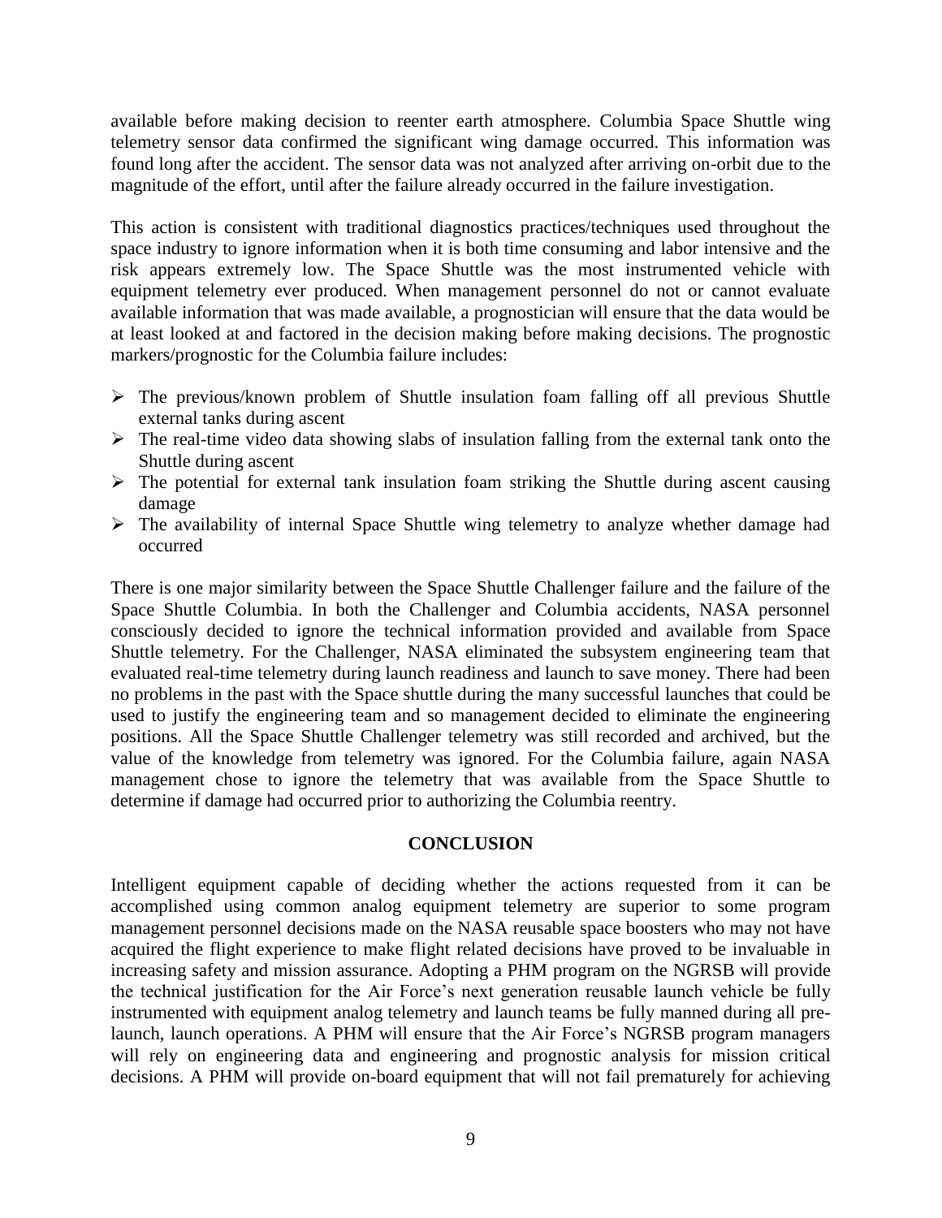available before making decision to reenter earth atmosphere. Columbia Space Shuttle wing telemetry sensor data confirmed the significant wing damage occurred. This information was found long after the accident. The sensor data was not analyzed after arriving on-orbit due to the magnitude of the effort, until after the failure already occurred in the failure investigation.

This action is consistent with traditional diagnostics practices/techniques used throughout the space industry to ignore information when it is both time consuming and labor intensive and the risk appears extremely low. The Space Shuttle was the most instrumented vehicle with equipment telemetry ever produced. When management personnel do not or cannot evaluate available information that was made available, a prognostician will ensure that the data would be at least looked at and factored in the decision making before making decisions. The prognostic markers/prognostic for the Columbia failure includes:

- The previous/known problem of Shuttle insulation foam falling off all previous Shuttle external tanks during ascent
- The real-time video data showing slabs of insulation falling from the external tank onto the Shuttle during ascent
- The potential for external tank insulation foam striking the Shuttle during ascent causing damage
- The availability of internal Space Shuttle wing telemetry to analyze whether damage had occurred

There is one major similarity between the Space Shuttle Challenger failure and the failure of the Space Shuttle Columbia. In both the Challenger and Columbia accidents, NASA personnel consciously decided to ignore the technical information provided and available from Space Shuttle telemetry. For the Challenger, NASA eliminated the subsystem engineering team that evaluated real-time telemetry during launch readiness and launch to save money. There had been no problems in the past with the Space shuttle during the many successful launches that could be used to justify the engineering team and so management decided to eliminate the engineering positions. All the Space Shuttle Challenger telemetry was still recorded and archived, but the value of the knowledge from telemetry was ignored. For the Columbia failure, again NASA management chose to ignore the telemetry that was available from the Space Shuttle to determine if damage had occurred prior to authorizing the Columbia reentry.

## CONCLUSION

Intelligent equipment capable of deciding whether the actions requested from it can be accomplished using common analog equipment telemetry are superior to some program management personnel decisions made on the NASA reusable space boosters who may not have acquired the flight experience to make flight related decisions have proved to be invaluable in increasing safety and mission assurance. Adopting a PHM program on the NGRSB will provide the technical justification for the Air Force's next generation reusable launch vehicle be fully instrumented with equipment analog telemetry and launch teams be fully manned during all pre-launch, launch operations. A PHM will ensure that the Air Force's NGRSB program managers will rely on engineering data and engineering and prognostic analysis for mission critical decisions. A PHM will provide on-board equipment that will not fail prematurely for achieving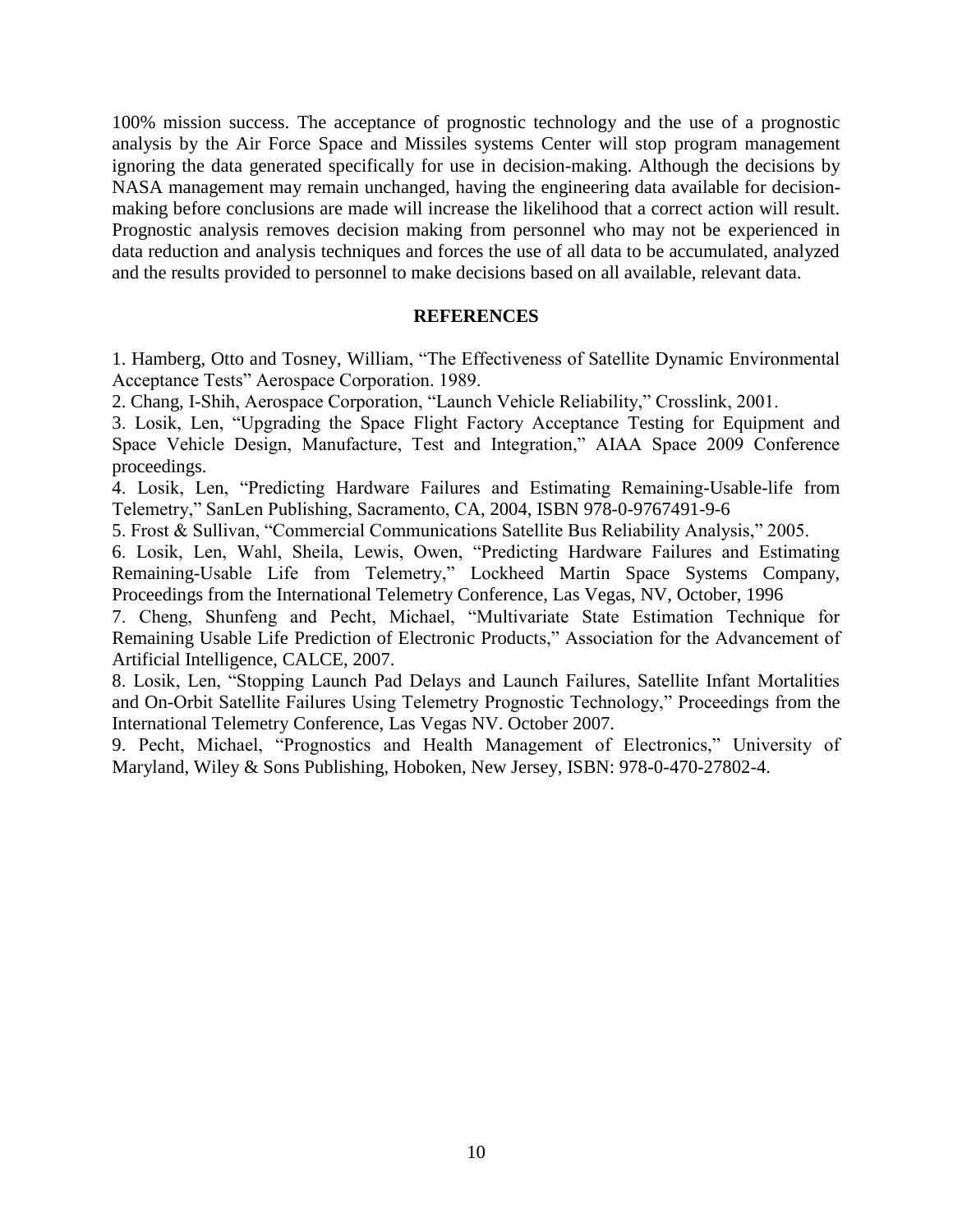100% mission success. The acceptance of prognostic technology and the use of a prognostic analysis by the Air Force Space and Missiles systems Center will stop program management ignoring the data generated specifically for use in decision-making. Although the decisions by NASA management may remain unchanged, having the engineering data available for decision-making before conclusions are made will increase the likelihood that a correct action will result. Prognostic analysis removes decision making from personnel who may not be experienced in data reduction and analysis techniques and forces the use of all data to be accumulated, analyzed and the results provided to personnel to make decisions based on all available, relevant data.

## REFERENCES

1. Hamberg, Otto and Tosney, William, "The Effectiveness of Satellite Dynamic Environmental Acceptance Tests" Aerospace Corporation. 1989.
2. Chang, I-Shih, Aerospace Corporation, "Launch Vehicle Reliability," Crosslink, 2001.
3. Losik, Len, "Upgrading the Space Flight Factory Acceptance Testing for Equipment and Space Vehicle Design, Manufacture, Test and Integration," AIAA Space 2009 Conference proceedings.
4. Losik, Len, "Predicting Hardware Failures and Estimating Remaining-Usable-life from Telemetry," SanLen Publishing, Sacramento, CA, 2004, ISBN 978-0-9767491-9-6
5. Frost & Sullivan, "Commercial Communications Satellite Bus Reliability Analysis," 2005.
6. Losik, Len, Wahl, Sheila, Lewis, Owen, "Predicting Hardware Failures and Estimating Remaining-Usable Life from Telemetry," Lockheed Martin Space Systems Company, Proceedings from the International Telemetry Conference, Las Vegas, NV, October, 1996
7. Cheng, Shunfeng and Pecht, Michael, "Multivariate State Estimation Technique for Remaining Usable Life Prediction of Electronic Products," Association for the Advancement of Artificial Intelligence, CALCE, 2007.
8. Losik, Len, "Stopping Launch Pad Delays and Launch Failures, Satellite Infant Mortalities and On-Orbit Satellite Failures Using Telemetry Prognostic Technology," Proceedings from the International Telemetry Conference, Las Vegas NV. October 2007.
9. Pecht, Michael, "Prognostics and Health Management of Electronics," University of Maryland, Wiley & Sons Publishing, Hoboken, New Jersey, ISBN: 978-0-470-27802-4.